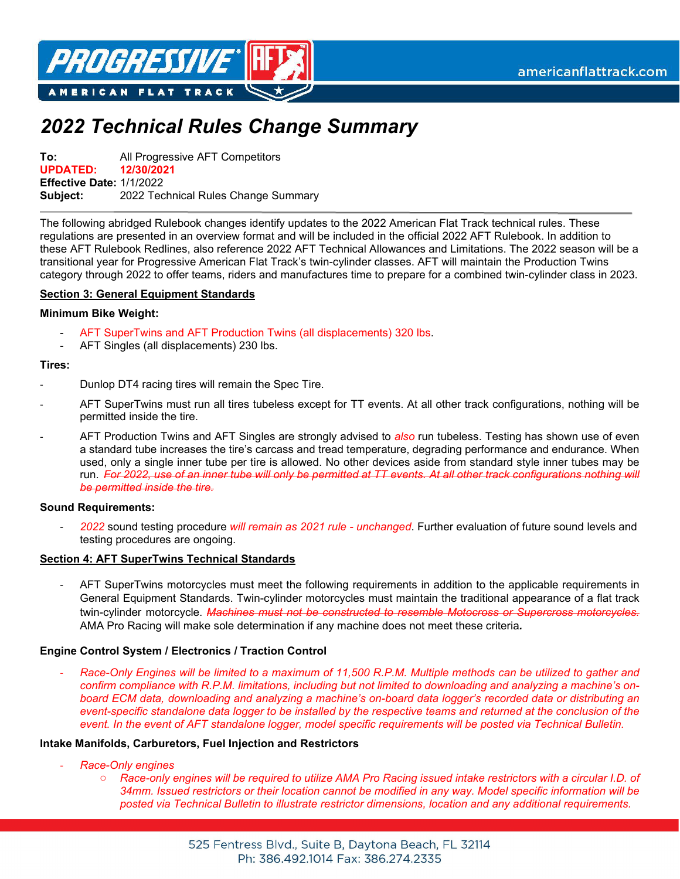# 2022 Technical Rules Change Summary

**To:** All Progressive AFT Competitors
**UPDATED: 12/30/2021**
**Effective Date:** 1/1/2022
**Subject:** 2022 Technical Rules Change Summary

---

The following abridged Rulebook changes identify updates to the 2022 American Flat Track technical rules. These regulations are presented in an overview format and will be included in the official 2022 AFT Rulebook. In addition to these AFT Rulebook Redlines, also reference 2022 AFT Technical Allowances and Limitations. The 2022 season will be a transitional year for Progressive American Flat Track's twin-cylinder classes. AFT will maintain the Production Twins category through 2022 to offer teams, riders and manufactures time to prepare for a combined twin-cylinder class in 2023.

## Section 3: General Equipment Standards

**Minimum Bike Weight:**

- AFT SuperTwins and AFT Production Twins (all displacements) 320 lbs.
- AFT Singles (all displacements) 230 lbs.

**Tires:**

- Dunlop DT4 racing tires will remain the Spec Tire.
- AFT SuperTwins must run all tires tubeless except for TT events. At all other track configurations, nothing will be permitted inside the tire.
- AFT Production Twins and AFT Singles are strongly advised to *also* run tubeless. Testing has shown use of even a standard tube increases the tire's carcass and tread temperature, degrading performance and endurance. When used, only a single inner tube per tire is allowed. No other devices aside from standard style inner tubes may be run. ~~*For 2022, use of an inner tube will only be permitted at TT events. At all other track configurations nothing will be permitted inside the tire.*~~

**Sound Requirements:**

- *2022* sound testing procedure *will remain as 2021 rule - unchanged*. Further evaluation of future sound levels and testing procedures are ongoing.

## Section 4: AFT SuperTwins Technical Standards

- AFT SuperTwins motorcycles must meet the following requirements in addition to the applicable requirements in General Equipment Standards. Twin-cylinder motorcycles must maintain the traditional appearance of a flat track twin-cylinder motorcycle. ~~*Machines must not be constructed to resemble Motocross or Supercross motorcycles.*~~ AMA Pro Racing will make sole determination if any machine does not meet these criteria**.**

**Engine Control System / Electronics / Traction Control**

- *Race-Only Engines will be limited to a maximum of 11,500 R.P.M. Multiple methods can be utilized to gather and confirm compliance with R.P.M. limitations, including but not limited to downloading and analyzing a machine's on-board ECM data, downloading and analyzing a machine's on-board data logger's recorded data or distributing an event-specific standalone data logger to be installed by the respective teams and returned at the conclusion of the event. In the event of AFT standalone logger, model specific requirements will be posted via Technical Bulletin.*

**Intake Manifolds, Carburetors, Fuel Injection and Restrictors**

- *Race-Only engines*
  - *Race-only engines will be required to utilize AMA Pro Racing issued intake restrictors with a circular I.D. of 34mm. Issued restrictors or their location cannot be modified in any way. Model specific information will be posted via Technical Bulletin to illustrate restrictor dimensions, location and any additional requirements.*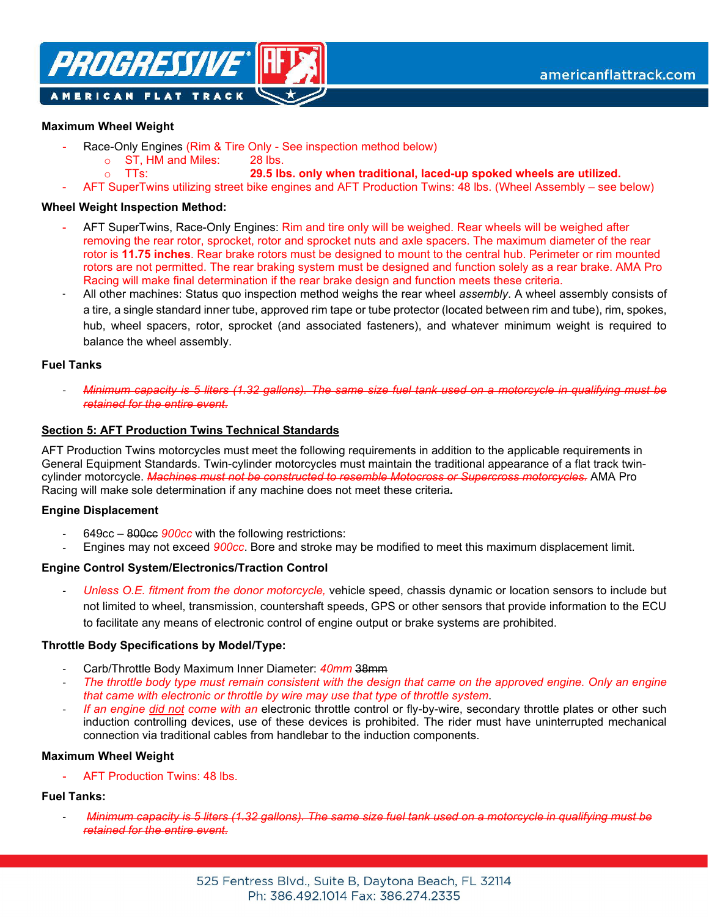**Maximum Wheel Weight**

- Race-Only Engines (Rim & Tire Only - See inspection method below)
  - ST, HM and Miles: 28 lbs.
  - TTs: **29.5 lbs. only when traditional, laced-up spoked wheels are utilized.**
- AFT SuperTwins utilizing street bike engines and AFT Production Twins: 48 lbs. (Wheel Assembly – see below)

**Wheel Weight Inspection Method:**

- AFT SuperTwins, Race-Only Engines: Rim and tire only will be weighed. Rear wheels will be weighed after removing the rear rotor, sprocket, rotor and sprocket nuts and axle spacers. The maximum diameter of the rear rotor is **11.75 inches**. Rear brake rotors must be designed to mount to the central hub. Perimeter or rim mounted rotors are not permitted. The rear braking system must be designed and function solely as a rear brake. AMA Pro Racing will make final determination if the rear brake design and function meets these criteria.
- All other machines: Status quo inspection method weighs the rear wheel *assembly*. A wheel assembly consists of a tire, a single standard inner tube, approved rim tape or tube protector (located between rim and tube), rim, spokes, hub, wheel spacers, rotor, sprocket (and associated fasteners), and whatever minimum weight is required to balance the wheel assembly.

**Fuel Tanks**

- ~~*Minimum capacity is 5 liters (1.32 gallons). The same size fuel tank used on a motorcycle in qualifying must be retained for the entire event.*~~

**Section 5: AFT Production Twins Technical Standards**

AFT Production Twins motorcycles must meet the following requirements in addition to the applicable requirements in General Equipment Standards. Twin-cylinder motorcycles must maintain the traditional appearance of a flat track twin-cylinder motorcycle. ~~*Machines must not be constructed to resemble Motocross or Supercross motorcycles.*~~ AMA Pro Racing will make sole determination if any machine does not meet these criteria.

**Engine Displacement**

- 649cc – ~~800cc~~ *900cc* with the following restrictions:
- Engines may not exceed *900cc*. Bore and stroke may be modified to meet this maximum displacement limit.

**Engine Control System/Electronics/Traction Control**

- *Unless O.E. fitment from the donor motorcycle,* vehicle speed, chassis dynamic or location sensors to include but not limited to wheel, transmission, countershaft speeds, GPS or other sensors that provide information to the ECU to facilitate any means of electronic control of engine output or brake systems are prohibited.

**Throttle Body Specifications by Model/Type:**

- Carb/Throttle Body Maximum Inner Diameter: *40mm* ~~38mm~~
- *The throttle body type must remain consistent with the design that came on the approved engine. Only an engine that came with electronic or throttle by wire may use that type of throttle system.*
- *If an engine did not come with an* electronic throttle control or fly-by-wire, secondary throttle plates or other such induction controlling devices, use of these devices is prohibited. The rider must have uninterrupted mechanical connection via traditional cables from handlebar to the induction components.

**Maximum Wheel Weight**

- AFT Production Twins: 48 lbs.

**Fuel Tanks:**

- ~~*Minimum capacity is 5 liters (1.32 gallons). The same size fuel tank used on a motorcycle in qualifying must be retained for the entire event.*~~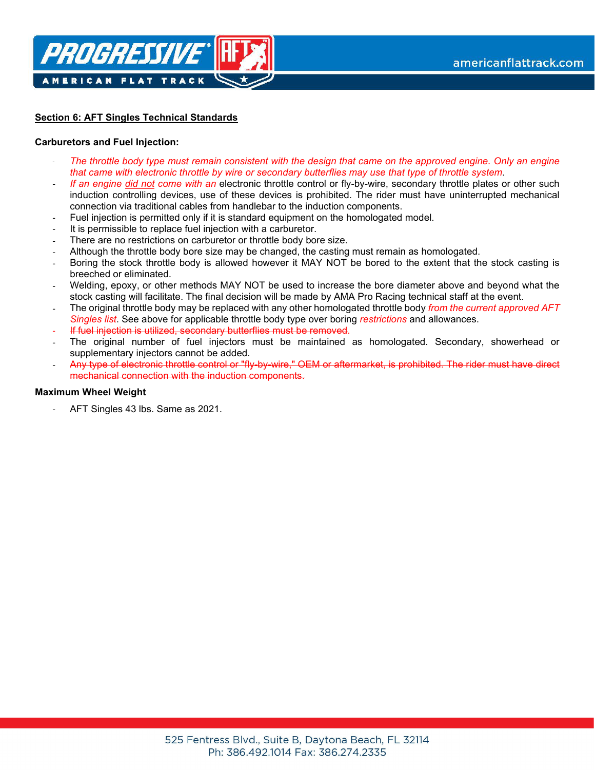## Section 6: AFT Singles Technical Standards

**Carburetors and Fuel Injection:**

- *The throttle body type must remain consistent with the design that came on the approved engine. Only an engine that came with electronic throttle by wire or secondary butterflies may use that type of throttle system*.
- *If an engine did not come with an* electronic throttle control or fly-by-wire, secondary throttle plates or other such induction controlling devices, use of these devices is prohibited. The rider must have uninterrupted mechanical connection via traditional cables from handlebar to the induction components.
- Fuel injection is permitted only if it is standard equipment on the homologated model.
- It is permissible to replace fuel injection with a carburetor.
- There are no restrictions on carburetor or throttle body bore size.
- Although the throttle body bore size may be changed, the casting must remain as homologated.
- Boring the stock throttle body is allowed however it MAY NOT be bored to the extent that the stock casting is breeched or eliminated.
- Welding, epoxy, or other methods MAY NOT be used to increase the bore diameter above and beyond what the stock casting will facilitate. The final decision will be made by AMA Pro Racing technical staff at the event.
- The original throttle body may be replaced with any other homologated throttle body *from the current approved AFT Singles list*. See above for applicable throttle body type over boring *restrictions* and allowances.
- ~~If fuel injection is utilized, secondary butterflies must be removed.~~
- The original number of fuel injectors must be maintained as homologated. Secondary, showerhead or supplementary injectors cannot be added.
- ~~Any type of electronic throttle control or "fly-by-wire," OEM or aftermarket, is prohibited. The rider must have direct mechanical connection with the induction components.~~

**Maximum Wheel Weight**

- AFT Singles 43 lbs. Same as 2021.